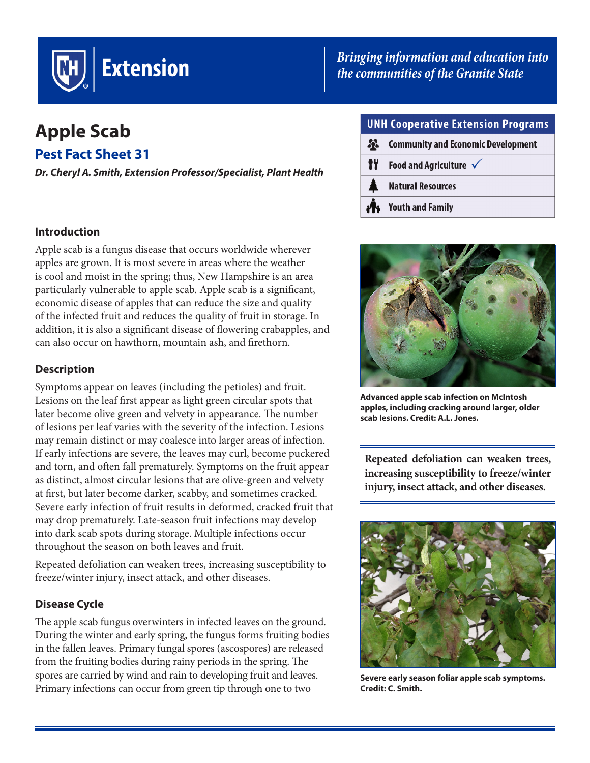# Apple Scab

## Pest Fact Sheet 31

***Dr. Cheryl A. Smith, Extension Professor/Specialist, Plant Health***

| UNH Cooperative Extension Programs |
|---|
| Community and Economic Development |
| Food and Agriculture ✓ |
| Natural Resources |
| Youth and Family |

### Introduction

Apple scab is a fungus disease that occurs worldwide wherever apples are grown. It is most severe in areas where the weather is cool and moist in the spring; thus, New Hampshire is an area particularly vulnerable to apple scab. Apple scab is a significant, economic disease of apples that can reduce the size and quality of the infected fruit and reduces the quality of fruit in storage. In addition, it is also a significant disease of flowering crabapples, and can also occur on hawthorn, mountain ash, and firethorn.

### Description

Symptoms appear on leaves (including the petioles) and fruit. Lesions on the leaf first appear as light green circular spots that later become olive green and velvety in appearance. The number of lesions per leaf varies with the severity of the infection. Lesions may remain distinct or may coalesce into larger areas of infection. If early infections are severe, the leaves may curl, become puckered and torn, and often fall prematurely. Symptoms on the fruit appear as distinct, almost circular lesions that are olive-green and velvety at first, but later become darker, scabby, and sometimes cracked. Severe early infection of fruit results in deformed, cracked fruit that may drop prematurely. Late-season fruit infections may develop into dark scab spots during storage. Multiple infections occur throughout the season on both leaves and fruit.

Repeated defoliation can weaken trees, increasing susceptibility to freeze/winter injury, insect attack, and other diseases.

**Advanced apple scab infection on McIntosh apples, including cracking around larger, older scab lesions. Credit: A.L. Jones.**

**Repeated defoliation can weaken trees, increasing susceptibility to freeze/winter injury, insect attack, and other diseases.**

**Severe early season foliar apple scab symptoms. Credit: C. Smith.**

### Disease Cycle

The apple scab fungus overwinters in infected leaves on the ground. During the winter and early spring, the fungus forms fruiting bodies in the fallen leaves. Primary fungal spores (ascospores) are released from the fruiting bodies during rainy periods in the spring. The spores are carried by wind and rain to developing fruit and leaves. Primary infections can occur from green tip through one to two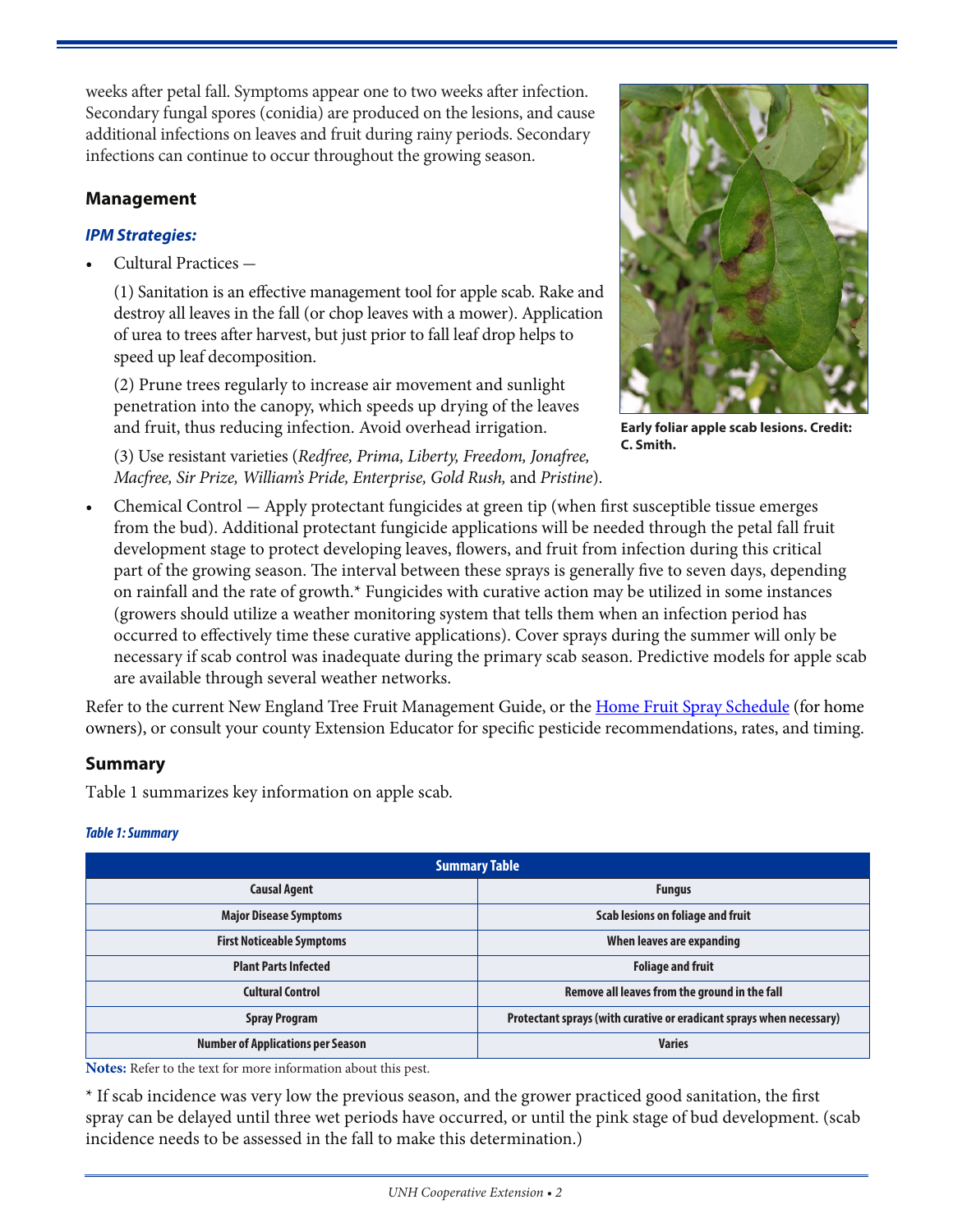weeks after petal fall. Symptoms appear one to two weeks after infection. Secondary fungal spores (conidia) are produced on the lesions, and cause additional infections on leaves and fruit during rainy periods. Secondary infections can continue to occur throughout the growing season.

Early foliar apple scab lesions. Credit: C. Smith.

### Management

#### *IPM Strategies:*

- Cultural Practices —

  (1) Sanitation is an effective management tool for apple scab. Rake and destroy all leaves in the fall (or chop leaves with a mower). Application of urea to trees after harvest, but just prior to fall leaf drop helps to speed up leaf decomposition.

  (2) Prune trees regularly to increase air movement and sunlight penetration into the canopy, which speeds up drying of the leaves and fruit, thus reducing infection. Avoid overhead irrigation.

  (3) Use resistant varieties (*Redfree, Prima, Liberty, Freedom, Jonafree, Macfree, Sir Prize, William's Pride, Enterprise, Gold Rush,* and *Pristine*).

- Chemical Control — Apply protectant fungicides at green tip (when first susceptible tissue emerges from the bud). Additional protectant fungicide applications will be needed through the petal fall fruit development stage to protect developing leaves, flowers, and fruit from infection during this critical part of the growing season. The interval between these sprays is generally five to seven days, depending on rainfall and the rate of growth.* Fungicides with curative action may be utilized in some instances (growers should utilize a weather monitoring system that tells them when an infection period has occurred to effectively time these curative applications). Cover sprays during the summer will only be necessary if scab control was inadequate during the primary scab season. Predictive models for apple scab are available through several weather networks.

Refer to the current New England Tree Fruit Management Guide, or the Home Fruit Spray Schedule (for home owners), or consult your county Extension Educator for specific pesticide recommendations, rates, and timing.

### Summary

Table 1 summarizes key information on apple scab.

*Table 1: Summary*

| Summary Table | |
|---|---|
| Causal Agent | Fungus |
| Major Disease Symptoms | Scab lesions on foliage and fruit |
| First Noticeable Symptoms | When leaves are expanding |
| Plant Parts Infected | Foliage and fruit |
| Cultural Control | Remove all leaves from the ground in the fall |
| Spray Program | Protectant sprays (with curative or eradicant sprays when necessary) |
| Number of Applications per Season | Varies |

**Notes:** Refer to the text for more information about this pest.

* If scab incidence was very low the previous season, and the grower practiced good sanitation, the first spray can be delayed until three wet periods have occurred, or until the pink stage of bud development. (scab incidence needs to be assessed in the fall to make this determination.)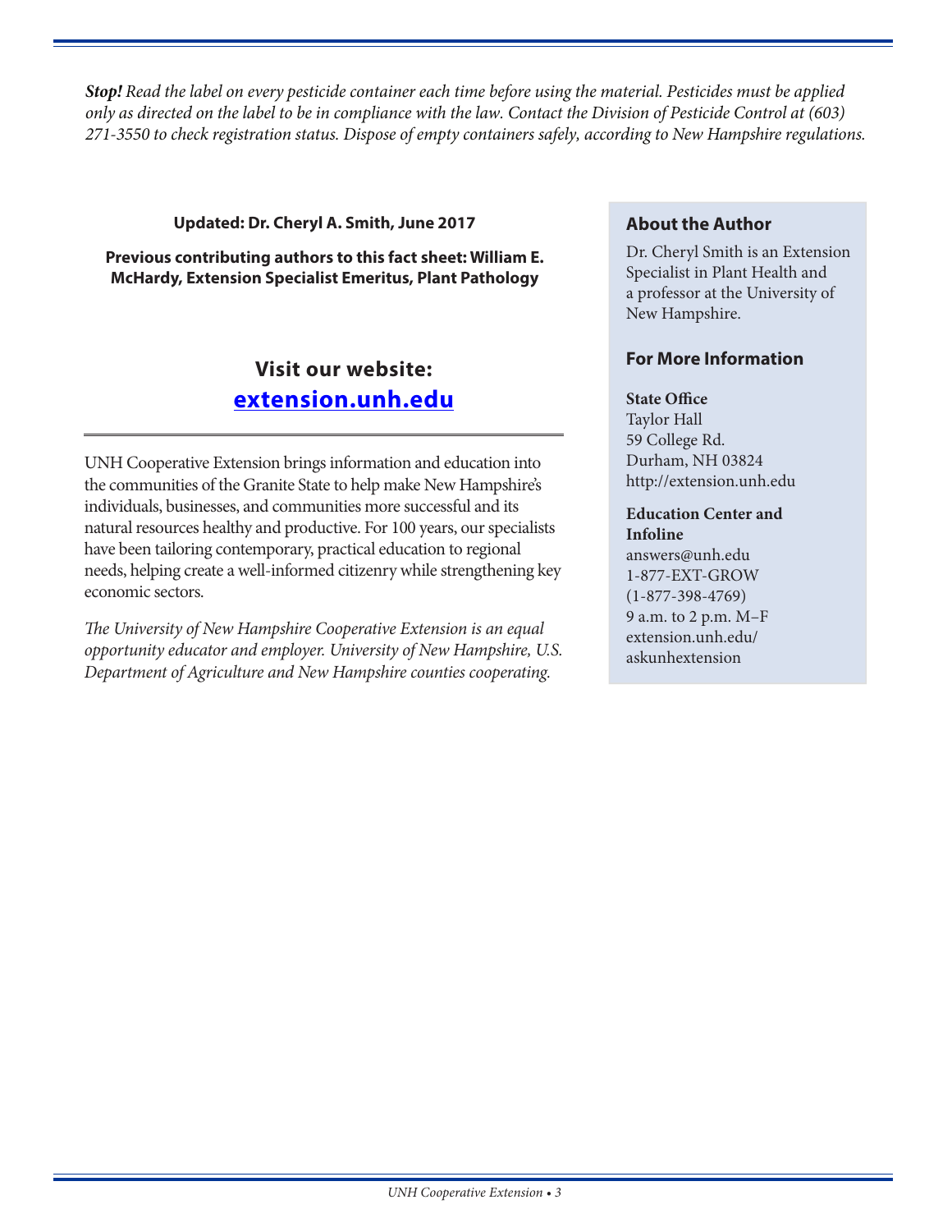***Stop!*** *Read the label on every pesticide container each time before using the material. Pesticides must be applied only as directed on the label to be in compliance with the law. Contact the Division of Pesticide Control at (603) 271-3550 to check registration status. Dispose of empty containers safely, according to New Hampshire regulations.*

**Updated: Dr. Cheryl A. Smith, June 2017**

**Previous contributing authors to this fact sheet: William E. McHardy, Extension Specialist Emeritus, Plant Pathology**

## Visit our website: [extension.unh.edu](http://extension.unh.edu)

UNH Cooperative Extension brings information and education into the communities of the Granite State to help make New Hampshire's individuals, businesses, and communities more successful and its natural resources healthy and productive. For 100 years, our specialists have been tailoring contemporary, practical education to regional needs, helping create a well-informed citizenry while strengthening key economic sectors.

*The University of New Hampshire Cooperative Extension is an equal opportunity educator and employer. University of New Hampshire, U.S. Department of Agriculture and New Hampshire counties cooperating.*

### About the Author

Dr. Cheryl Smith is an Extension Specialist in Plant Health and a professor at the University of New Hampshire.

### For More Information

**State Office**
Taylor Hall
59 College Rd.
Durham, NH 03824
http://extension.unh.edu

**Education Center and Infoline**
answers@unh.edu
1-877-EXT-GROW
(1-877-398-4769)
9 a.m. to 2 p.m. M–F
extension.unh.edu/askunhextension